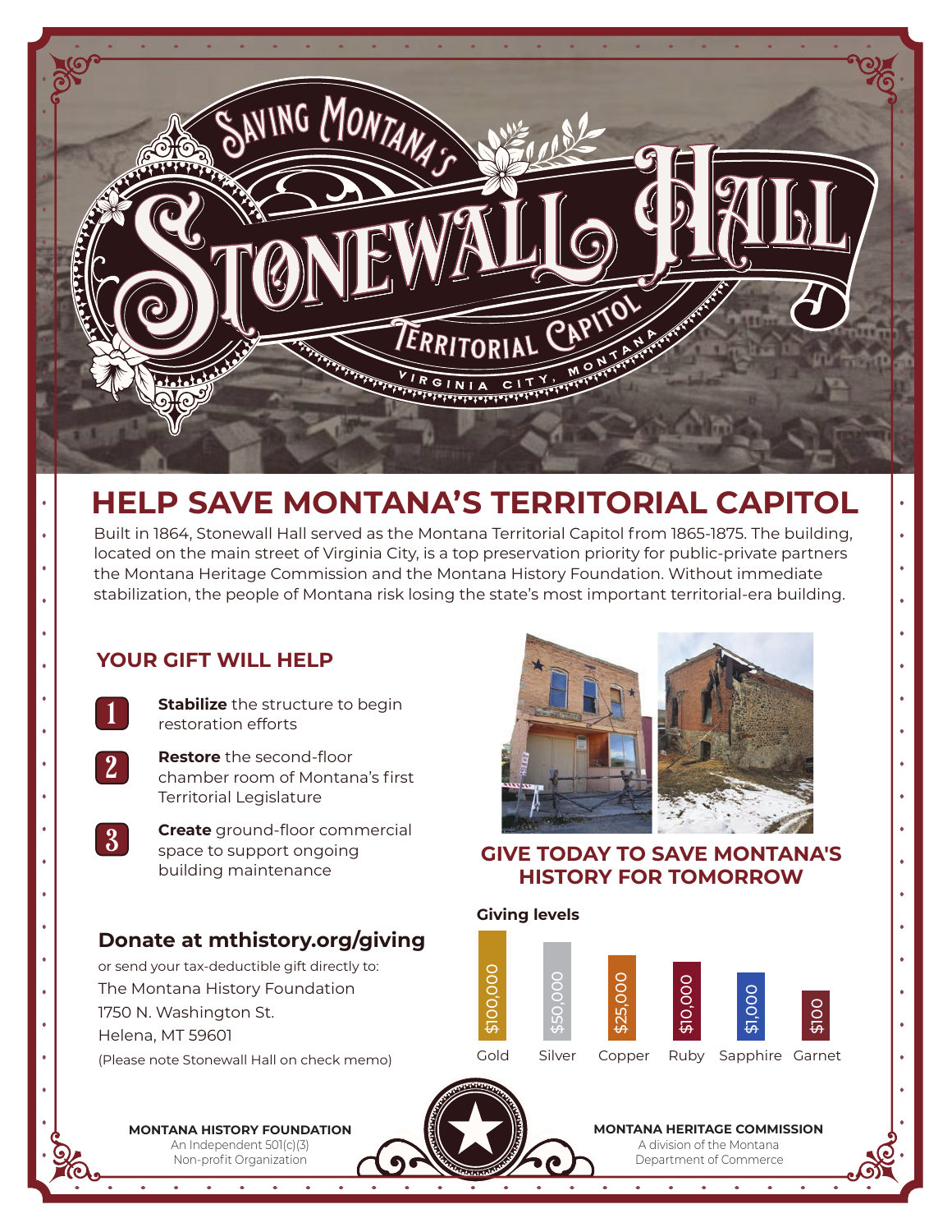# SAVING MONTANA'S STONEWALL HALL

TERRITORIAL CAPITOL

VIRGINIA CITY, MONTANA

## HELP SAVE MONTANA'S TERRITORIAL CAPITOL

Built in 1864, Stonewall Hall served as the Montana Territorial Capitol from 1865-1875. The building, located on the main street of Virginia City, is a top preservation priority for public-private partners the Montana Heritage Commission and the Montana History Foundation. Without immediate stabilization, the people of Montana risk losing the state's most important territorial-era building.

### YOUR GIFT WILL HELP

1. **Stabilize** the structure to begin restoration efforts
2. **Restore** the second-floor chamber room of Montana's first Territorial Legislature
3. **Create** ground-floor commercial space to support ongoing building maintenance

### GIVE TODAY TO SAVE MONTANA'S HISTORY FOR TOMORROW

**Giving levels**

| Level | Amount |
|---|---|
| Gold | $100,000 |
| Silver | $50,000 |
| Copper | $25,000 |
| Ruby | $10,000 |
| Sapphire | $1,000 |
| Garnet | $100 |

### Donate at mthistory.org/giving

or send your tax-deductible gift directly to:

The Montana History Foundation
1750 N. Washington St.
Helena, MT 59601

(Please note Stonewall Hall on check memo)

**MONTANA HISTORY FOUNDATION**
An Independent 501(c)(3) Non-profit Organization

**MONTANA HERITAGE COMMISSION**
A division of the Montana Department of Commerce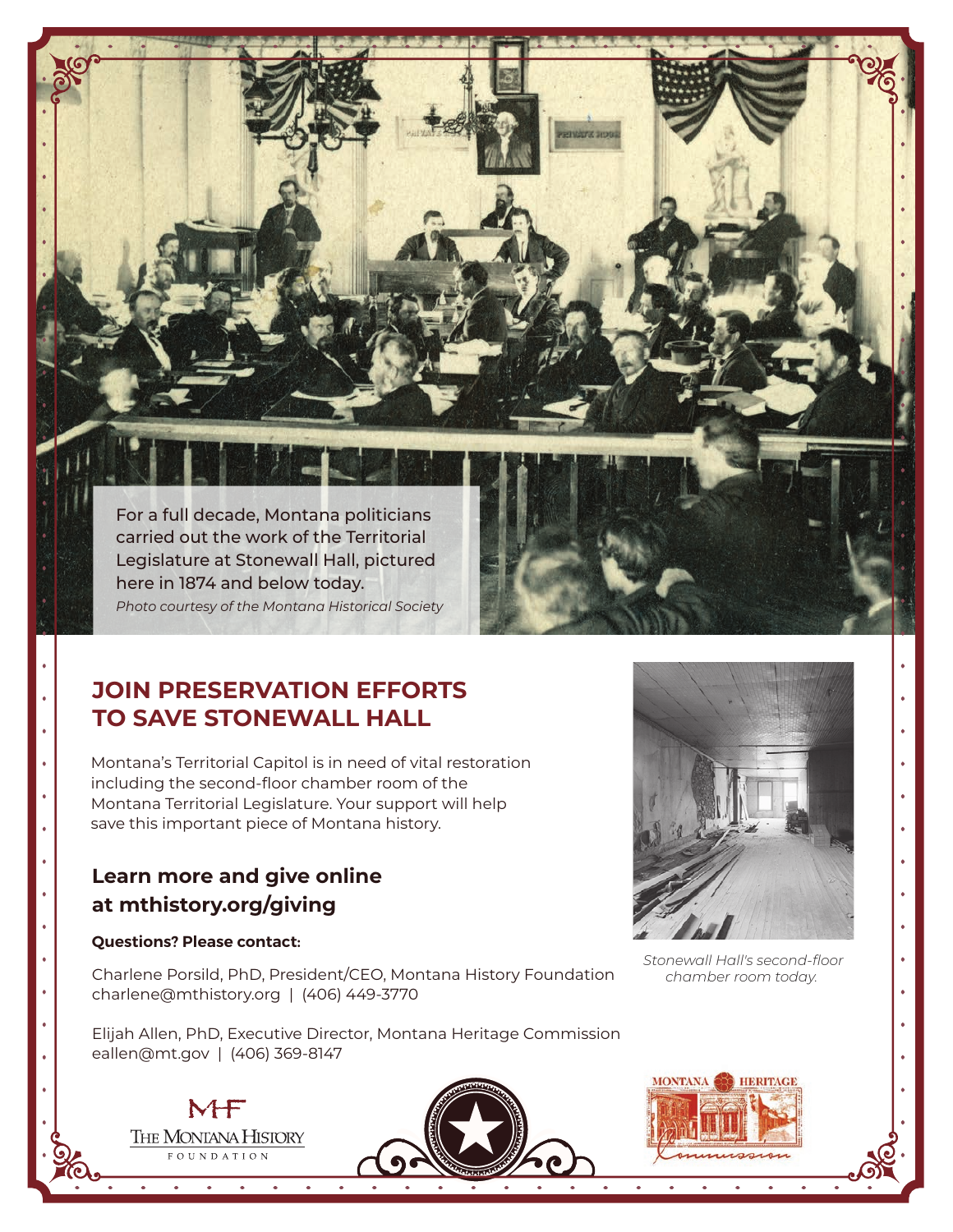For a full decade, Montana politicians carried out the work of the Territorial Legislature at Stonewall Hall, pictured here in 1874 and below today.

*Photo courtesy of the Montana Historical Society*

## JOIN PRESERVATION EFFORTS TO SAVE STONEWALL HALL

Montana's Territorial Capitol is in need of vital restoration including the second-floor chamber room of the Montana Territorial Legislature. Your support will help save this important piece of Montana history.

### Learn more and give online at mthistory.org/giving

**Questions? Please contact:**

Charlene Porsild, PhD, President/CEO, Montana History Foundation
charlene@mthistory.org | (406) 449-3770

Elijah Allen, PhD, Executive Director, Montana Heritage Commission
eallen@mt.gov | (406) 369-8147

*Stonewall Hall's second-floor chamber room today.*

The Montana History Foundation

Montana Heritage Commission